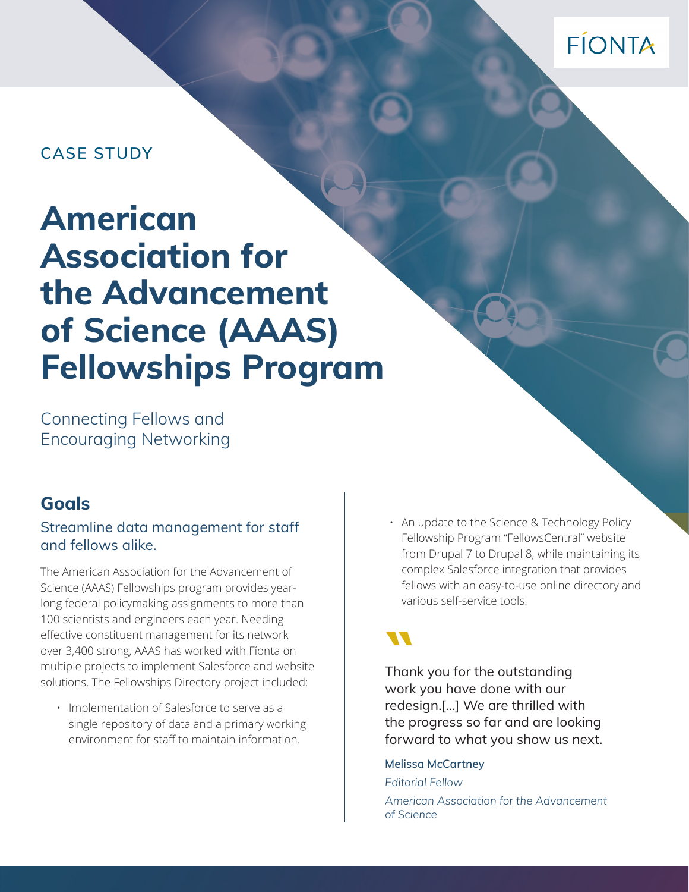FÍONTA

CASE STUDY

# American Association for the Advancement of Science (AAAS) Fellowships Program

Connecting Fellows and Encouraging Networking

## Goals

### Streamline data management for staff and fellows alike.

The American Association for the Advancement of Science (AAAS) Fellowships program provides year-long federal policymaking assignments to more than 100 scientists and engineers each year. Needing effective constituent management for its network over 3,400 strong, AAAS has worked with Fíonta on multiple projects to implement Salesforce and website solutions. The Fellowships Directory project included:

- Implementation of Salesforce to serve as a single repository of data and a primary working environment for staff to maintain information.
- An update to the Science & Technology Policy Fellowship Program "FellowsCentral" website from Drupal 7 to Drupal 8, while maintaining its complex Salesforce integration that provides fellows with an easy-to-use online directory and various self-service tools.

> Thank you for the outstanding work you have done with our redesign.[...] We are thrilled with the progress so far and are looking forward to what you show us next.
>
> **Melissa McCartney**
> *Editorial Fellow*
> *American Association for the Advancement of Science*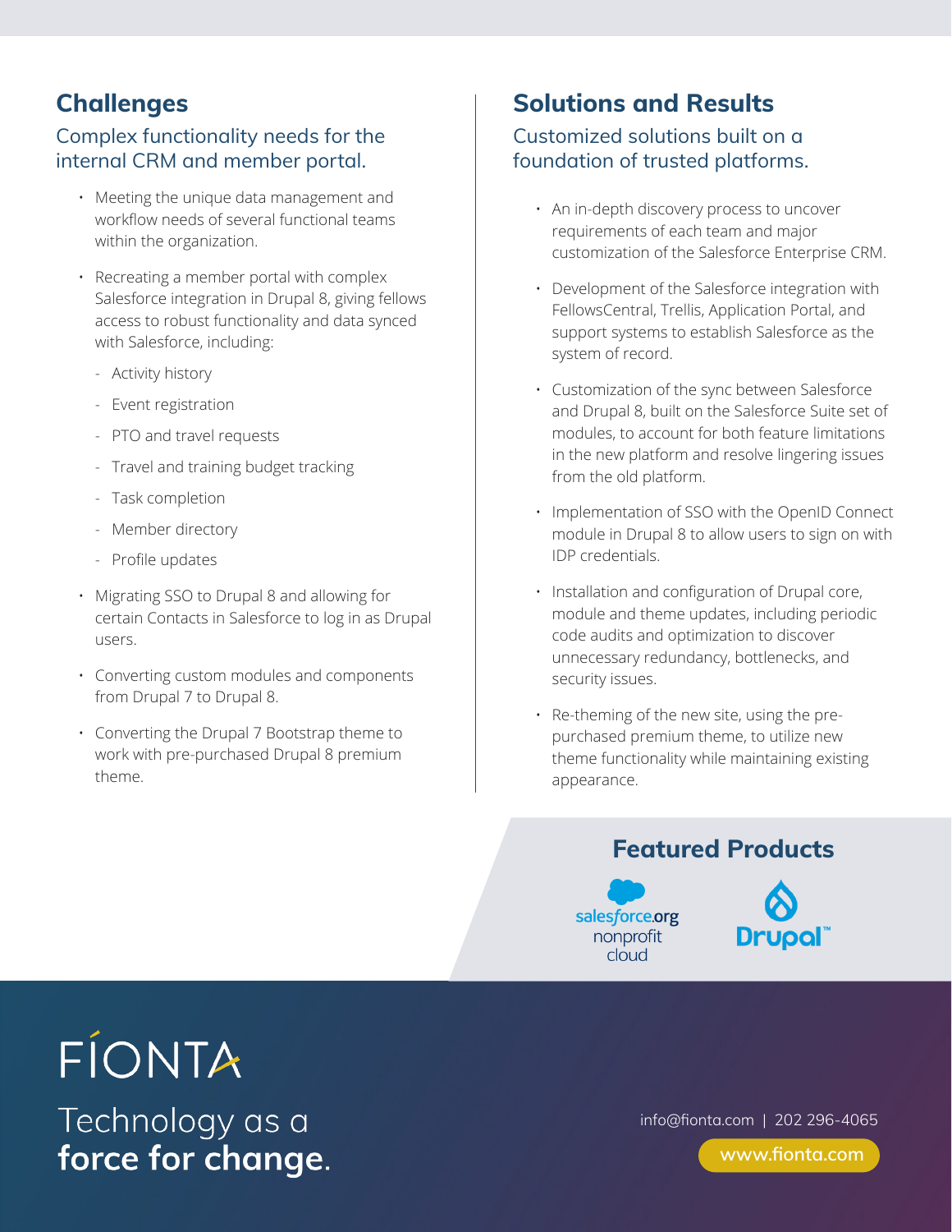## Challenges

### Complex functionality needs for the internal CRM and member portal.

- Meeting the unique data management and workflow needs of several functional teams within the organization.
- Recreating a member portal with complex Salesforce integration in Drupal 8, giving fellows access to robust functionality and data synced with Salesforce, including:
  - Activity history
  - Event registration
  - PTO and travel requests
  - Travel and training budget tracking
  - Task completion
  - Member directory
  - Profile updates
- Migrating SSO to Drupal 8 and allowing for certain Contacts in Salesforce to log in as Drupal users.
- Converting custom modules and components from Drupal 7 to Drupal 8.
- Converting the Drupal 7 Bootstrap theme to work with pre-purchased Drupal 8 premium theme.

## Solutions and Results

### Customized solutions built on a foundation of trusted platforms.

- An in-depth discovery process to uncover requirements of each team and major customization of the Salesforce Enterprise CRM.
- Development of the Salesforce integration with FellowsCentral, Trellis, Application Portal, and support systems to establish Salesforce as the system of record.
- Customization of the sync between Salesforce and Drupal 8, built on the Salesforce Suite set of modules, to account for both feature limitations in the new platform and resolve lingering issues from the old platform.
- Implementation of SSO with the OpenID Connect module in Drupal 8 to allow users to sign on with IDP credentials.
- Installation and configuration of Drupal core, module and theme updates, including periodic code audits and optimization to discover unnecessary redundancy, bottlenecks, and security issues.
- Re-theming of the new site, using the pre-purchased premium theme, to utilize new theme functionality while maintaining existing appearance.

## Featured Products

salesforce.org nonprofit cloud

Drupal™

FIONTA

Technology as a **force for change.**

info@fionta.com | 202 296-4065

www.fionta.com